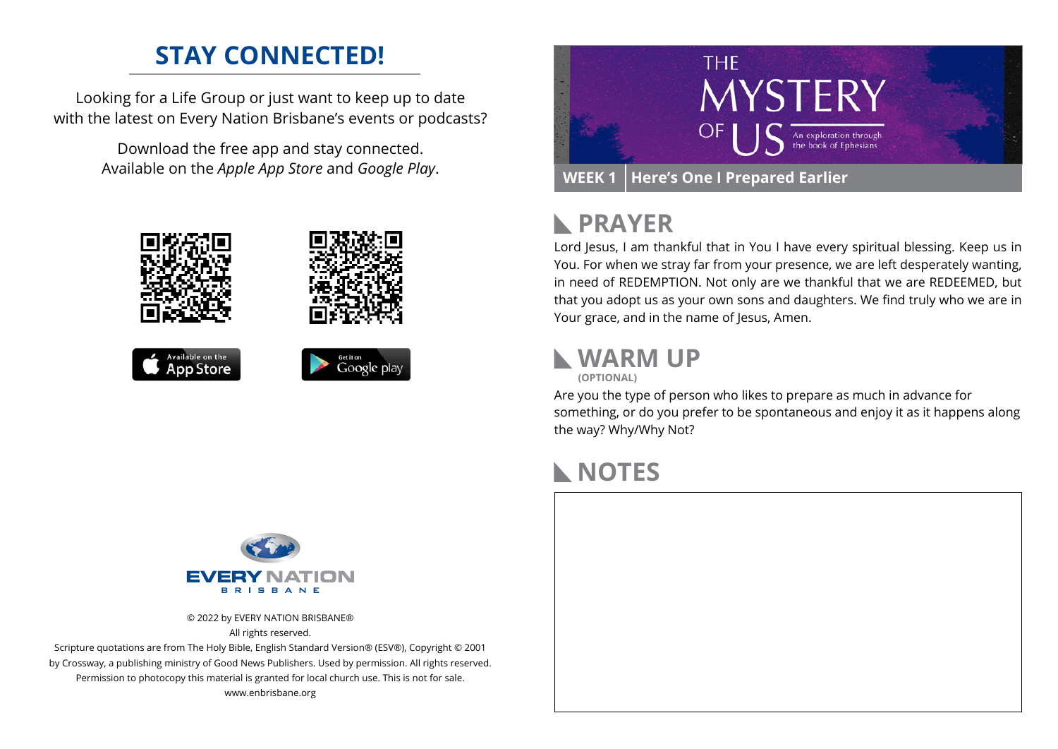## STAY CONNECTED!

Looking for a Life Group or just want to keep up to date with the latest on Every Nation Brisbane's events or podcasts?

Download the free app and stay connected. Available on the *Apple App Store* and *Google Play*.

Available on the App Store

Get it on Google play

EVERY NATION BRISBANE

© 2022 by EVERY NATION BRISBANE®
All rights reserved.
Scripture quotations are from The Holy Bible, English Standard Version® (ESV®), Copyright © 2001 by Crossway, a publishing ministry of Good News Publishers. Used by permission. All rights reserved. Permission to photocopy this material is granted for local church use. This is not for sale.
www.enbrisbane.org

# THE MYSTERY OF US

An exploration through the book of Ephesians

**WEEK 1** | **Here's One I Prepared Earlier**

## PRAYER

Lord Jesus, I am thankful that in You I have every spiritual blessing. Keep us in You. For when we stray far from your presence, we are left desperately wanting, in need of REDEMPTION. Not only are we thankful that we are REDEEMED, but that you adopt us as your own sons and daughters. We find truly who we are in Your grace, and in the name of Jesus, Amen.

## WARM UP

**(OPTIONAL)**

Are you the type of person who likes to prepare as much in advance for something, or do you prefer to be spontaneous and enjoy it as it happens along the way? Why/Why Not?

## NOTES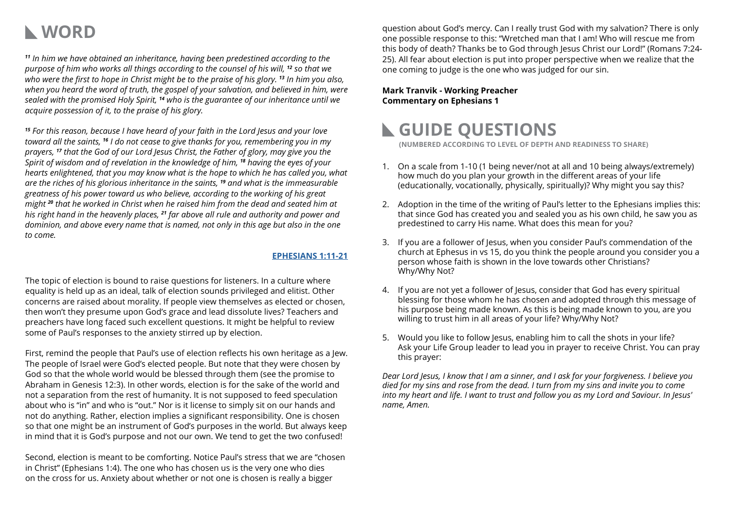## WORD

*[11] In him we have obtained an inheritance, having been predestined according to the purpose of him who works all things according to the counsel of his will, [12] so that we who were the first to hope in Christ might be to the praise of his glory. [13] In him you also, when you heard the word of truth, the gospel of your salvation, and believed in him, were sealed with the promised Holy Spirit, [14] who is the guarantee of our inheritance until we acquire possession of it, to the praise of his glory.*

*[15] For this reason, because I have heard of your faith in the Lord Jesus and your love toward all the saints, [16] I do not cease to give thanks for you, remembering you in my prayers, [17] that the God of our Lord Jesus Christ, the Father of glory, may give you the Spirit of wisdom and of revelation in the knowledge of him, [18] having the eyes of your hearts enlightened, that you may know what is the hope to which he has called you, what are the riches of his glorious inheritance in the saints, [19] and what is the immeasurable greatness of his power toward us who believe, according to the working of his great might [20] that he worked in Christ when he raised him from the dead and seated him at his right hand in the heavenly places, [21] far above all rule and authority and power and dominion, and above every name that is named, not only in this age but also in the one to come.*

**EPHESIANS 1:11-21**

The topic of election is bound to raise questions for listeners. In a culture where equality is held up as an ideal, talk of election sounds privileged and elitist. Other concerns are raised about morality. If people view themselves as elected or chosen, then won't they presume upon God's grace and lead dissolute lives? Teachers and preachers have long faced such excellent questions. It might be helpful to review some of Paul's responses to the anxiety stirred up by election.

First, remind the people that Paul's use of election reflects his own heritage as a Jew. The people of Israel were God's elected people. But note that they were chosen by God so that the whole world would be blessed through them (see the promise to Abraham in Genesis 12:3). In other words, election is for the sake of the world and not a separation from the rest of humanity. It is not supposed to feed speculation about who is "in" and who is "out." Nor is it license to simply sit on our hands and not do anything. Rather, election implies a significant responsibility. One is chosen so that one might be an instrument of God's purposes in the world. But always keep in mind that it is God's purpose and not our own. We tend to get the two confused!

Second, election is meant to be comforting. Notice Paul's stress that we are "chosen in Christ" (Ephesians 1:4). The one who has chosen us is the very one who dies on the cross for us. Anxiety about whether or not one is chosen is really a bigger question about God's mercy. Can I really trust God with my salvation? There is only one possible response to this: "Wretched man that I am! Who will rescue me from this body of death? Thanks be to God through Jesus Christ our Lord!" (Romans 7:24-25). All fear about election is put into proper perspective when we realize that the one coming to judge is the one who was judged for our sin.

**Mark Tranvik - Working Preacher**
**Commentary on Ephesians 1**

## GUIDE QUESTIONS

**(NUMBERED ACCORDING TO LEVEL OF DEPTH AND READINESS TO SHARE)**

1. On a scale from 1-10 (1 being never/not at all and 10 being always/extremely) how much do you plan your growth in the different areas of your life (educationally, vocationally, physically, spiritually)? Why might you say this?

2. Adoption in the time of the writing of Paul's letter to the Ephesians implies this: that since God has created you and sealed you as his own child, he saw you as predestined to carry His name. What does this mean for you?

3. If you are a follower of Jesus, when you consider Paul's commendation of the church at Ephesus in vs 15, do you think the people around you consider you a person whose faith is shown in the love towards other Christians? Why/Why Not?

4. If you are not yet a follower of Jesus, consider that God has every spiritual blessing for those whom he has chosen and adopted through this message of his purpose being made known. As this is being made known to you, are you willing to trust him in all areas of your life? Why/Why Not?

5. Would you like to follow Jesus, enabling him to call the shots in your life? Ask your Life Group leader to lead you in prayer to receive Christ. You can pray this prayer:

*Dear Lord Jesus, I know that I am a sinner, and I ask for your forgiveness. I believe you died for my sins and rose from the dead. I turn from my sins and invite you to come into my heart and life. I want to trust and follow you as my Lord and Saviour. In Jesus' name, Amen.*